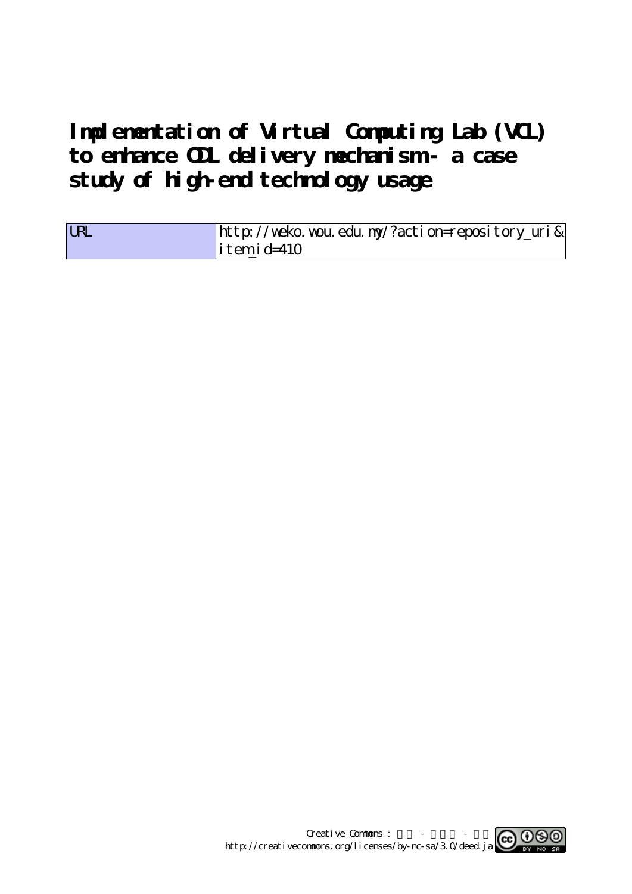# Implementation of Virtual Computing Lab (VCL) to enhance ODL delivery mechanism - a case study of high-end technology usage

| URL | http://weko.wou.edu.my/?action=repository_uri&item_id=410 |
| --- | --- |

Creative Commons : 表示 - 非営利 - 継承
http://creativecommons.org/licenses/by-nc-sa/3.0/deed.ja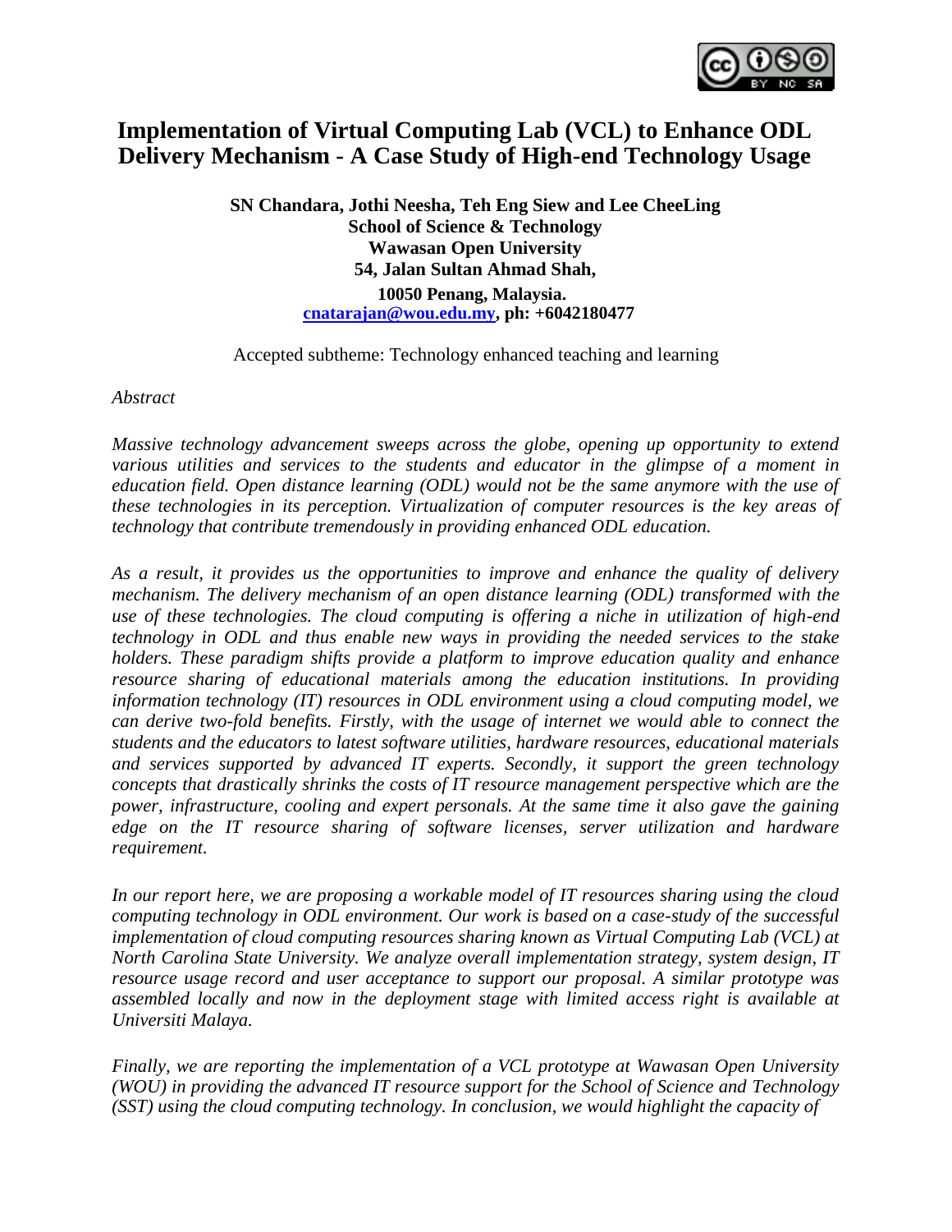# Implementation of Virtual Computing Lab (VCL) to Enhance ODL Delivery Mechanism - A Case Study of High-end Technology Usage

**SN Chandara, Jothi Neesha, Teh Eng Siew and Lee CheeLing**
**School of Science & Technology**
**Wawasan Open University**
**54, Jalan Sultan Ahmad Shah,**
**10050 Penang, Malaysia.**
**cnatarajan@wou.edu.my, ph: +6042180477**

Accepted subtheme: Technology enhanced teaching and learning

*Abstract*

*Massive technology advancement sweeps across the globe, opening up opportunity to extend various utilities and services to the students and educator in the glimpse of a moment in education field. Open distance learning (ODL) would not be the same anymore with the use of these technologies in its perception. Virtualization of computer resources is the key areas of technology that contribute tremendously in providing enhanced ODL education.*

*As a result, it provides us the opportunities to improve and enhance the quality of delivery mechanism. The delivery mechanism of an open distance learning (ODL) transformed with the use of these technologies. The cloud computing is offering a niche in utilization of high-end technology in ODL and thus enable new ways in providing the needed services to the stake holders. These paradigm shifts provide a platform to improve education quality and enhance resource sharing of educational materials among the education institutions. In providing information technology (IT) resources in ODL environment using a cloud computing model, we can derive two-fold benefits. Firstly, with the usage of internet we would able to connect the students and the educators to latest software utilities, hardware resources, educational materials and services supported by advanced IT experts. Secondly, it support the green technology concepts that drastically shrinks the costs of IT resource management perspective which are the power, infrastructure, cooling and expert personals. At the same time it also gave the gaining edge on the IT resource sharing of software licenses, server utilization and hardware requirement.*

*In our report here, we are proposing a workable model of IT resources sharing using the cloud computing technology in ODL environment. Our work is based on a case-study of the successful implementation of cloud computing resources sharing known as Virtual Computing Lab (VCL) at North Carolina State University. We analyze overall implementation strategy, system design, IT resource usage record and user acceptance to support our proposal. A similar prototype was assembled locally and now in the deployment stage with limited access right is available at Universiti Malaya.*

*Finally, we are reporting the implementation of a VCL prototype at Wawasan Open University (WOU) in providing the advanced IT resource support for the School of Science and Technology (SST) using the cloud computing technology. In conclusion, we would highlight the capacity of*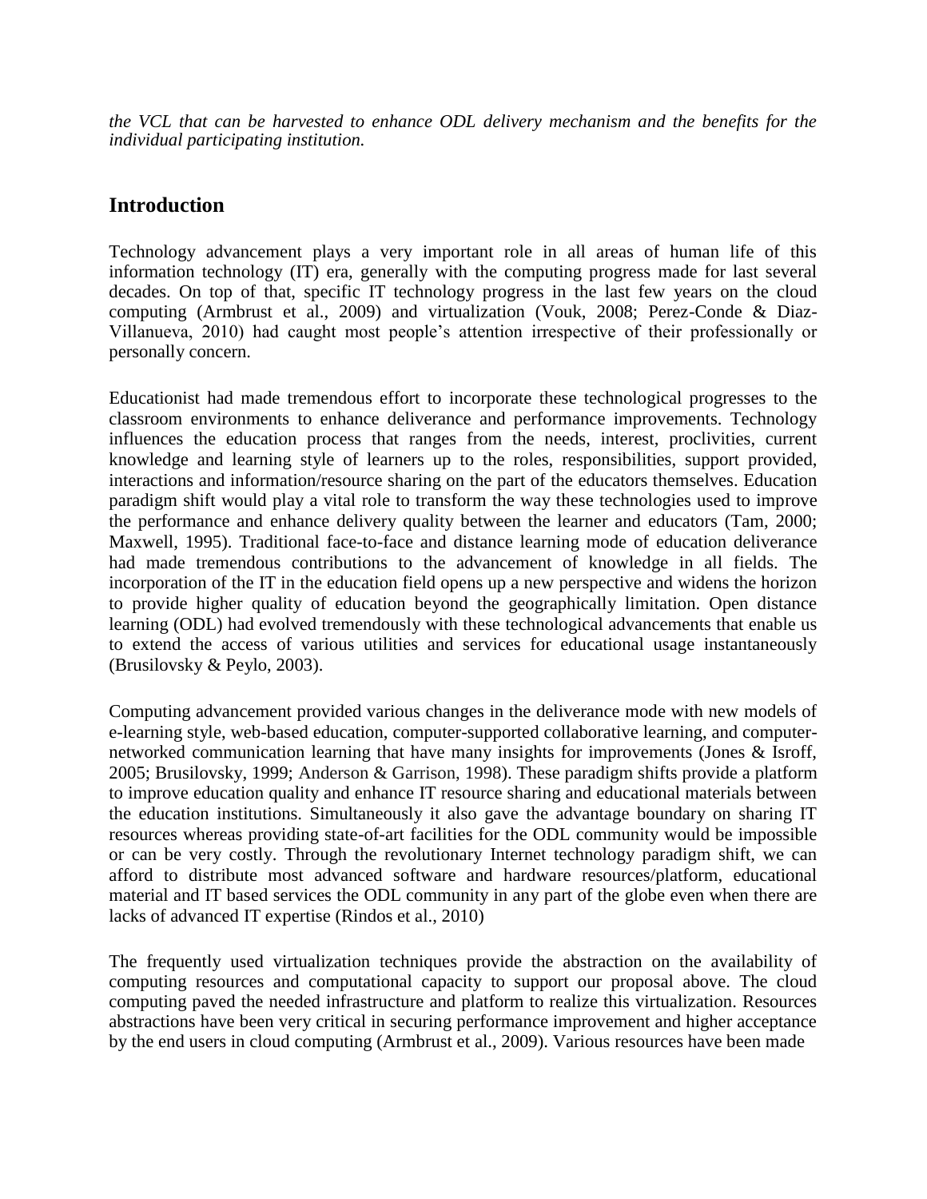*the VCL that can be harvested to enhance ODL delivery mechanism and the benefits for the individual participating institution.*

## Introduction

Technology advancement plays a very important role in all areas of human life of this information technology (IT) era, generally with the computing progress made for last several decades. On top of that, specific IT technology progress in the last few years on the cloud computing (Armbrust et al., 2009) and virtualization (Vouk, 2008; Perez-Conde & Diaz-Villanueva, 2010) had caught most people's attention irrespective of their professionally or personally concern.

Educationist had made tremendous effort to incorporate these technological progresses to the classroom environments to enhance deliverance and performance improvements. Technology influences the education process that ranges from the needs, interest, proclivities, current knowledge and learning style of learners up to the roles, responsibilities, support provided, interactions and information/resource sharing on the part of the educators themselves. Education paradigm shift would play a vital role to transform the way these technologies used to improve the performance and enhance delivery quality between the learner and educators (Tam, 2000; Maxwell, 1995). Traditional face-to-face and distance learning mode of education deliverance had made tremendous contributions to the advancement of knowledge in all fields. The incorporation of the IT in the education field opens up a new perspective and widens the horizon to provide higher quality of education beyond the geographically limitation. Open distance learning (ODL) had evolved tremendously with these technological advancements that enable us to extend the access of various utilities and services for educational usage instantaneously (Brusilovsky & Peylo, 2003).

Computing advancement provided various changes in the deliverance mode with new models of e-learning style, web-based education, computer-supported collaborative learning, and computer-networked communication learning that have many insights for improvements (Jones & Isroff, 2005; Brusilovsky, 1999; Anderson & Garrison, 1998). These paradigm shifts provide a platform to improve education quality and enhance IT resource sharing and educational materials between the education institutions. Simultaneously it also gave the advantage boundary on sharing IT resources whereas providing state-of-art facilities for the ODL community would be impossible or can be very costly. Through the revolutionary Internet technology paradigm shift, we can afford to distribute most advanced software and hardware resources/platform, educational material and IT based services the ODL community in any part of the globe even when there are lacks of advanced IT expertise (Rindos et al., 2010)

The frequently used virtualization techniques provide the abstraction on the availability of computing resources and computational capacity to support our proposal above. The cloud computing paved the needed infrastructure and platform to realize this virtualization. Resources abstractions have been very critical in securing performance improvement and higher acceptance by the end users in cloud computing (Armbrust et al., 2009). Various resources have been made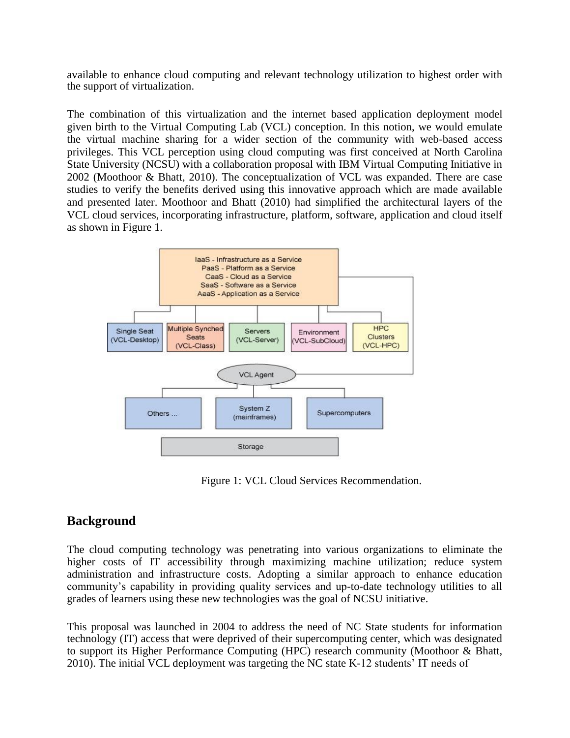available to enhance cloud computing and relevant technology utilization to highest order with the support of virtualization.

The combination of this virtualization and the internet based application deployment model given birth to the Virtual Computing Lab (VCL) conception. In this notion, we would emulate the virtual machine sharing for a wider section of the community with web-based access privileges. This VCL perception using cloud computing was first conceived at North Carolina State University (NCSU) with a collaboration proposal with IBM Virtual Computing Initiative in 2002 (Moothoor & Bhatt, 2010). The conceptualization of VCL was expanded. There are case studies to verify the benefits derived using this innovative approach which are made available and presented later. Moothoor and Bhatt (2010) had simplified the architectural layers of the VCL cloud services, incorporating infrastructure, platform, software, application and cloud itself as shown in Figure 1.

Figure 1: VCL Cloud Services Recommendation.

## Background

The cloud computing technology was penetrating into various organizations to eliminate the higher costs of IT accessibility through maximizing machine utilization; reduce system administration and infrastructure costs. Adopting a similar approach to enhance education community's capability in providing quality services and up-to-date technology utilities to all grades of learners using these new technologies was the goal of NCSU initiative.

This proposal was launched in 2004 to address the need of NC State students for information technology (IT) access that were deprived of their supercomputing center, which was designated to support its Higher Performance Computing (HPC) research community (Moothoor & Bhatt, 2010). The initial VCL deployment was targeting the NC state K-12 students' IT needs of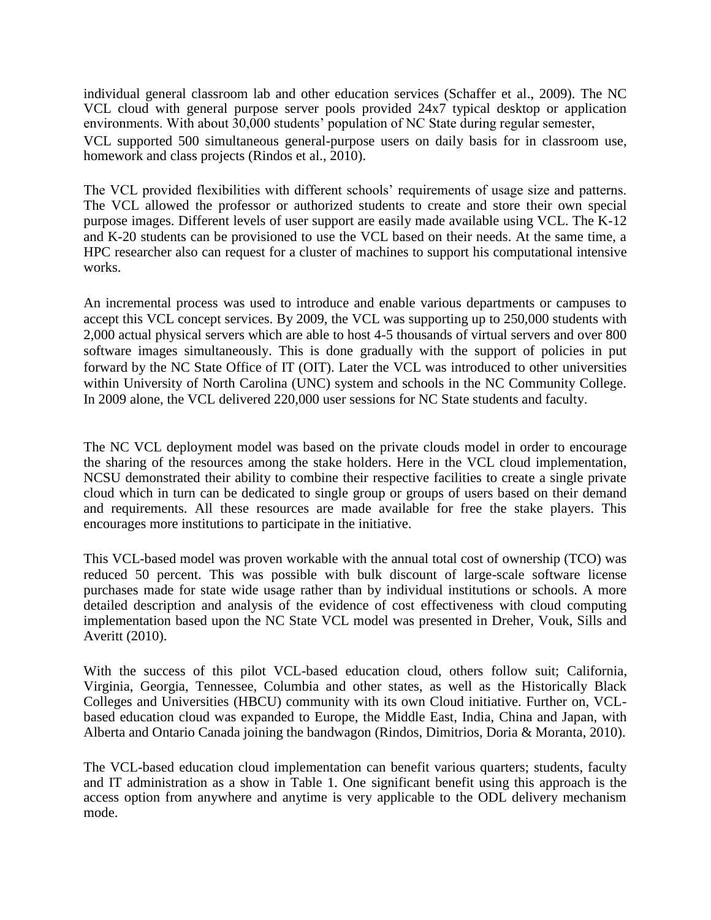individual general classroom lab and other education services (Schaffer et al., 2009). The NC VCL cloud with general purpose server pools provided 24x7 typical desktop or application environments. With about 30,000 students' population of NC State during regular semester, VCL supported 500 simultaneous general-purpose users on daily basis for in classroom use, homework and class projects (Rindos et al., 2010).

The VCL provided flexibilities with different schools' requirements of usage size and patterns. The VCL allowed the professor or authorized students to create and store their own special purpose images. Different levels of user support are easily made available using VCL. The K-12 and K-20 students can be provisioned to use the VCL based on their needs. At the same time, a HPC researcher also can request for a cluster of machines to support his computational intensive works.

An incremental process was used to introduce and enable various departments or campuses to accept this VCL concept services. By 2009, the VCL was supporting up to 250,000 students with 2,000 actual physical servers which are able to host 4-5 thousands of virtual servers and over 800 software images simultaneously. This is done gradually with the support of policies in put forward by the NC State Office of IT (OIT). Later the VCL was introduced to other universities within University of North Carolina (UNC) system and schools in the NC Community College. In 2009 alone, the VCL delivered 220,000 user sessions for NC State students and faculty.

The NC VCL deployment model was based on the private clouds model in order to encourage the sharing of the resources among the stake holders. Here in the VCL cloud implementation, NCSU demonstrated their ability to combine their respective facilities to create a single private cloud which in turn can be dedicated to single group or groups of users based on their demand and requirements. All these resources are made available for free the stake players. This encourages more institutions to participate in the initiative.

This VCL-based model was proven workable with the annual total cost of ownership (TCO) was reduced 50 percent. This was possible with bulk discount of large-scale software license purchases made for state wide usage rather than by individual institutions or schools. A more detailed description and analysis of the evidence of cost effectiveness with cloud computing implementation based upon the NC State VCL model was presented in Dreher, Vouk, Sills and Averitt (2010).

With the success of this pilot VCL-based education cloud, others follow suit; California, Virginia, Georgia, Tennessee, Columbia and other states, as well as the Historically Black Colleges and Universities (HBCU) community with its own Cloud initiative. Further on, VCL-based education cloud was expanded to Europe, the Middle East, India, China and Japan, with Alberta and Ontario Canada joining the bandwagon (Rindos, Dimitrios, Doria & Moranta, 2010).

The VCL-based education cloud implementation can benefit various quarters; students, faculty and IT administration as a show in Table 1. One significant benefit using this approach is the access option from anywhere and anytime is very applicable to the ODL delivery mechanism mode.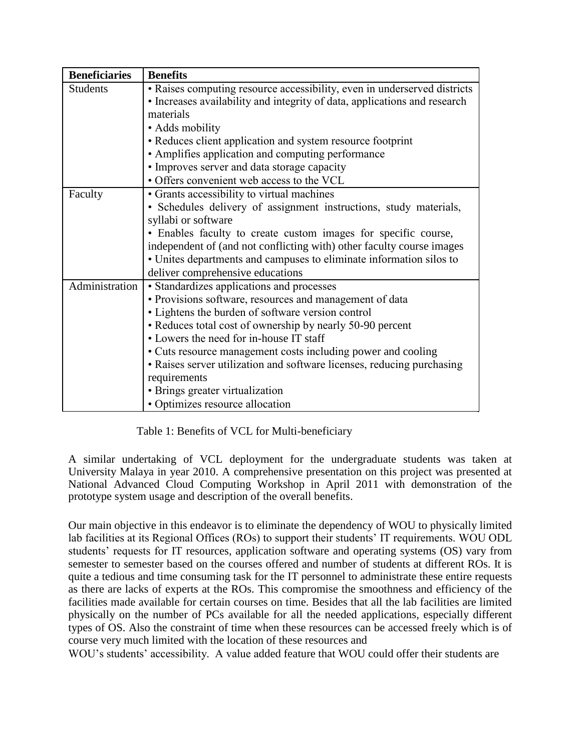| Beneficiaries | Benefits |
| --- | --- |
| Students | • Raises computing resource accessibility, even in underserved districts<br>• Increases availability and integrity of data, applications and research materials<br>• Adds mobility<br>• Reduces client application and system resource footprint<br>• Amplifies application and computing performance<br>• Improves server and data storage capacity<br>• Offers convenient web access to the VCL |
| Faculty | • Grants accessibility to virtual machines<br>• Schedules delivery of assignment instructions, study materials, syllabi or software<br>• Enables faculty to create custom images for specific course, independent of (and not conflicting with) other faculty course images<br>• Unites departments and campuses to eliminate information silos to deliver comprehensive educations |
| Administration | • Standardizes applications and processes<br>• Provisions software, resources and management of data<br>• Lightens the burden of software version control<br>• Reduces total cost of ownership by nearly 50-90 percent<br>• Lowers the need for in-house IT staff<br>• Cuts resource management costs including power and cooling<br>• Raises server utilization and software licenses, reducing purchasing requirements<br>• Brings greater virtualization<br>• Optimizes resource allocation |

Table 1: Benefits of VCL for Multi-beneficiary

A similar undertaking of VCL deployment for the undergraduate students was taken at University Malaya in year 2010. A comprehensive presentation on this project was presented at National Advanced Cloud Computing Workshop in April 2011 with demonstration of the prototype system usage and description of the overall benefits.

Our main objective in this endeavor is to eliminate the dependency of WOU to physically limited lab facilities at its Regional Offices (ROs) to support their students' IT requirements. WOU ODL students' requests for IT resources, application software and operating systems (OS) vary from semester to semester based on the courses offered and number of students at different ROs. It is quite a tedious and time consuming task for the IT personnel to administrate these entire requests as there are lacks of experts at the ROs. This compromise the smoothness and efficiency of the facilities made available for certain courses on time. Besides that all the lab facilities are limited physically on the number of PCs available for all the needed applications, especially different types of OS. Also the constraint of time when these resources can be accessed freely which is of course very much limited with the location of these resources and WOU's students' accessibility. A value added feature that WOU could offer their students are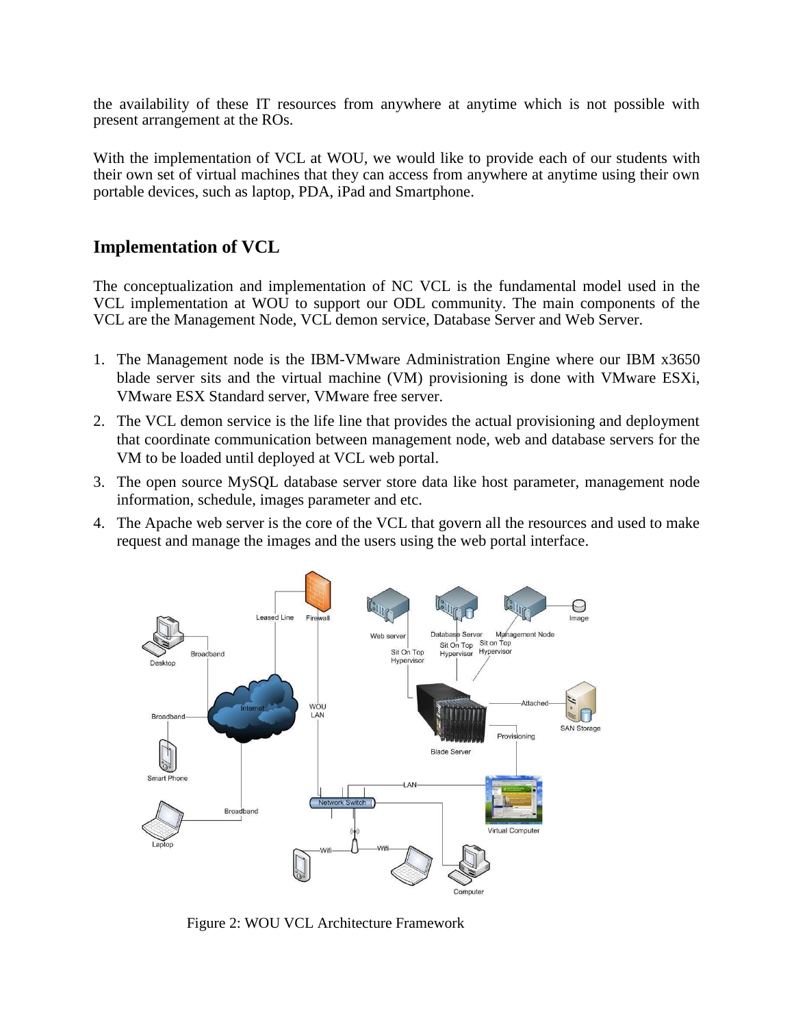the availability of these IT resources from anywhere at anytime which is not possible with present arrangement at the ROs.

With the implementation of VCL at WOU, we would like to provide each of our students with their own set of virtual machines that they can access from anywhere at anytime using their own portable devices, such as laptop, PDA, iPad and Smartphone.

## Implementation of VCL

The conceptualization and implementation of NC VCL is the fundamental model used in the VCL implementation at WOU to support our ODL community. The main components of the VCL are the Management Node, VCL demon service, Database Server and Web Server.

1. The Management node is the IBM-VMware Administration Engine where our IBM x3650 blade server sits and the virtual machine (VM) provisioning is done with VMware ESXi, VMware ESX Standard server, VMware free server.
2. The VCL demon service is the life line that provides the actual provisioning and deployment that coordinate communication between management node, web and database servers for the VM to be loaded until deployed at VCL web portal.
3. The open source MySQL database server store data like host parameter, management node information, schedule, images parameter and etc.
4. The Apache web server is the core of the VCL that govern all the resources and used to make request and manage the images and the users using the web portal interface.

Figure 2: WOU VCL Architecture Framework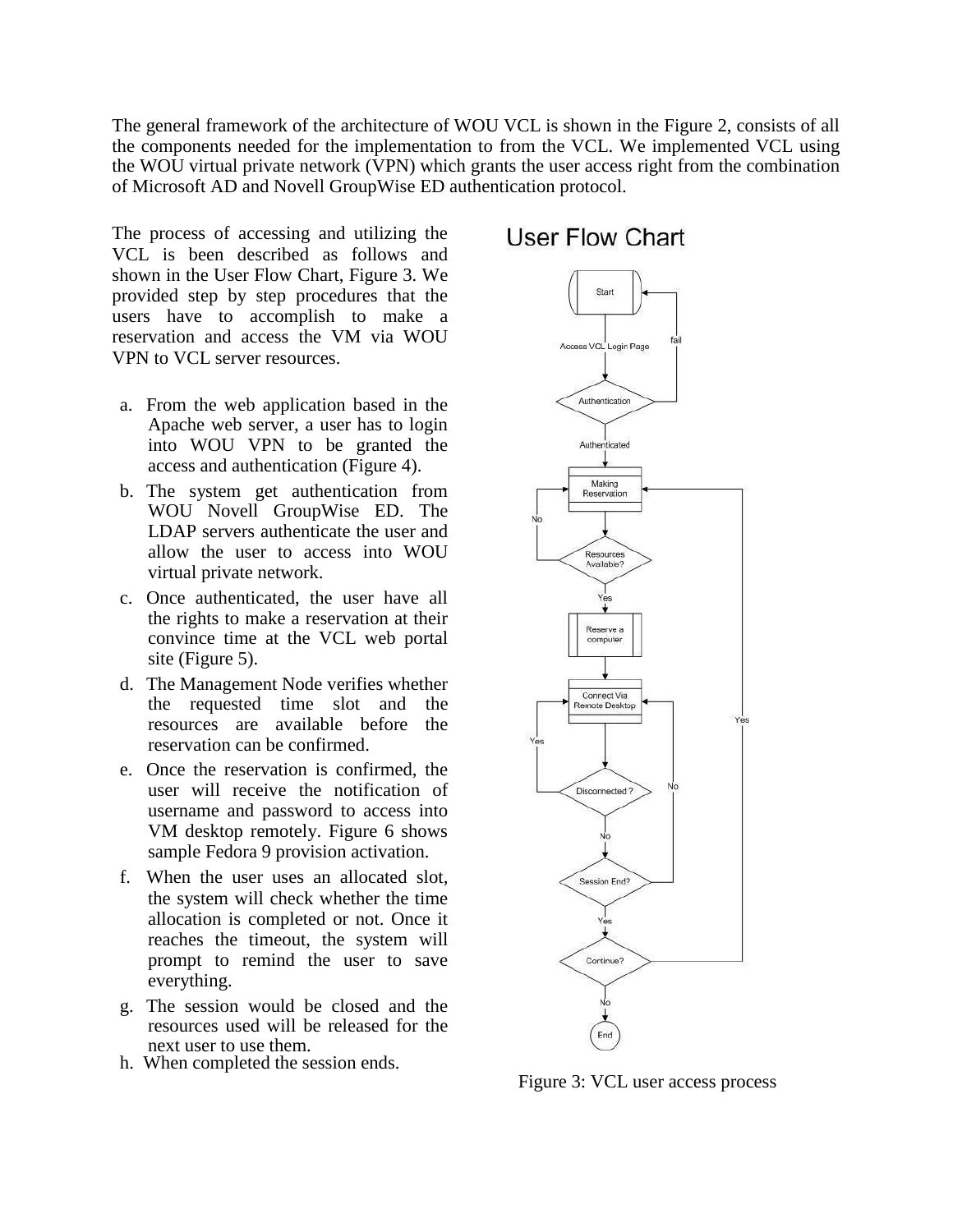The general framework of the architecture of WOU VCL is shown in the Figure 2, consists of all the components needed for the implementation to from the VCL. We implemented VCL using the WOU virtual private network (VPN) which grants the user access right from the combination of Microsoft AD and Novell GroupWise ED authentication protocol.

The process of accessing and utilizing the VCL is been described as follows and shown in the User Flow Chart, Figure 3. We provided step by step procedures that the users have to accomplish to make a reservation and access the VM via WOU VPN to VCL server resources.

a. From the web application based in the Apache web server, a user has to login into WOU VPN to be granted the access and authentication (Figure 4).
b. The system get authentication from WOU Novell GroupWise ED. The LDAP servers authenticate the user and allow the user to access into WOU virtual private network.
c. Once authenticated, the user have all the rights to make a reservation at their convince time at the VCL web portal site (Figure 5).
d. The Management Node verifies whether the requested time slot and the resources are available before the reservation can be confirmed.
e. Once the reservation is confirmed, the user will receive the notification of username and password to access into VM desktop remotely. Figure 6 shows sample Fedora 9 provision activation.
f. When the user uses an allocated slot, the system will check whether the time allocation is completed or not. Once it reaches the timeout, the system will prompt to remind the user to save everything.
g. The session would be closed and the resources used will be released for the next user to use them.
h. When completed the session ends.

Figure 3: VCL user access process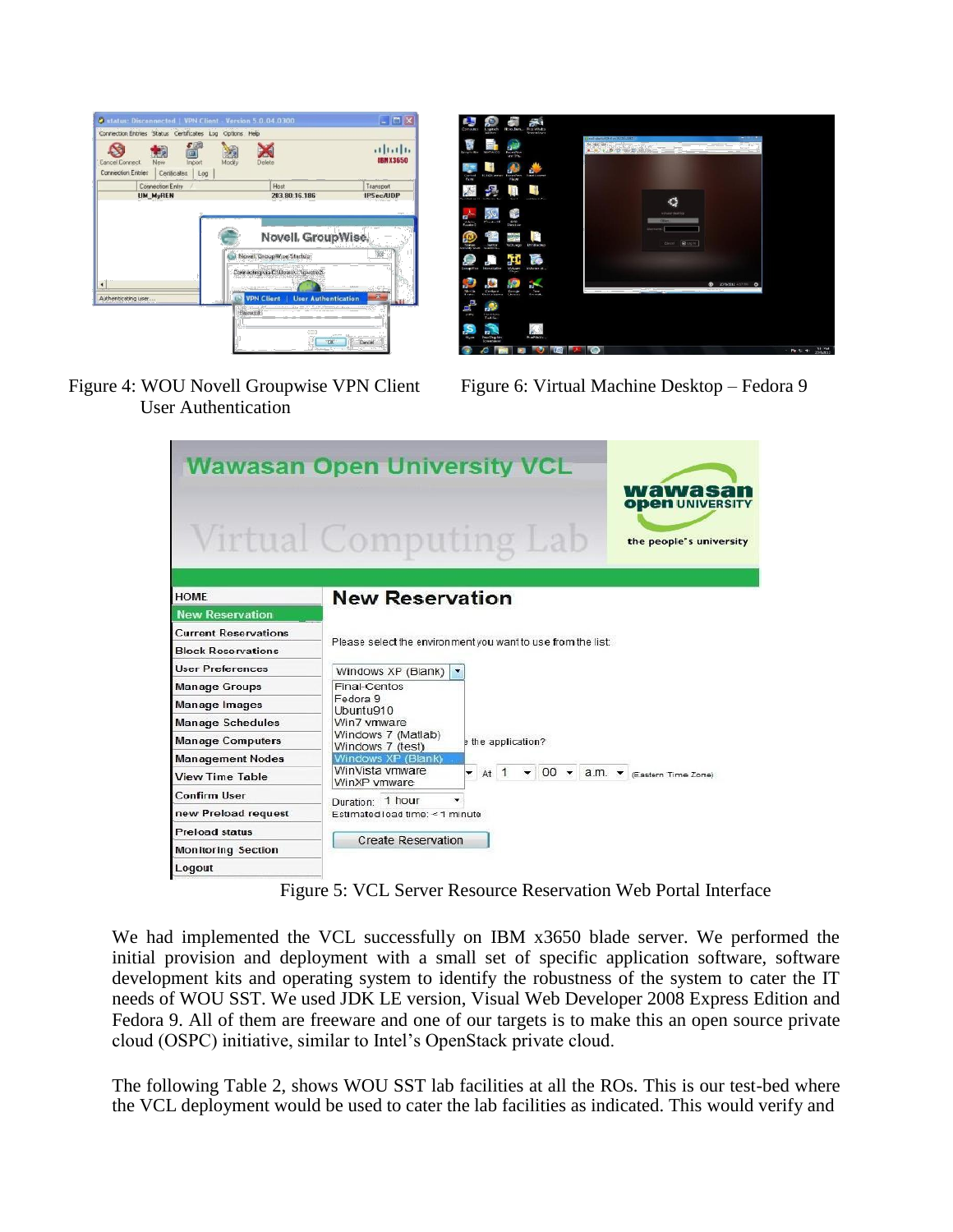Figure 4: WOU Novell Groupwise VPN Client User Authentication

Figure 6: Virtual Machine Desktop – Fedora 9

Figure 5: VCL Server Resource Reservation Web Portal Interface

We had implemented the VCL successfully on IBM x3650 blade server. We performed the initial provision and deployment with a small set of specific application software, software development kits and operating system to identify the robustness of the system to cater the IT needs of WOU SST. We used JDK LE version, Visual Web Developer 2008 Express Edition and Fedora 9. All of them are freeware and one of our targets is to make this an open source private cloud (OSPC) initiative, similar to Intel's OpenStack private cloud.

The following Table 2, shows WOU SST lab facilities at all the ROs. This is our test-bed where the VCL deployment would be used to cater the lab facilities as indicated. This would verify and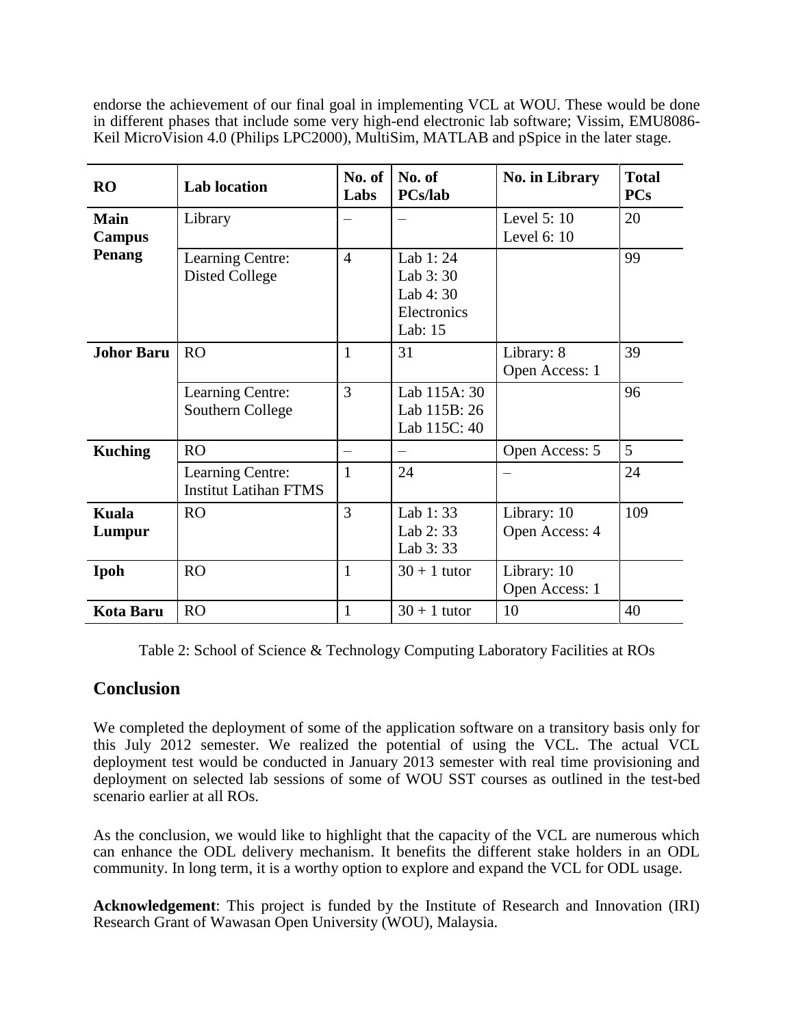endorse the achievement of our final goal in implementing VCL at WOU. These would be done in different phases that include some very high-end electronic lab software; Vissim, EMU8086-Keil MicroVision 4.0 (Philips LPC2000), MultiSim, MATLAB and pSpice in the later stage.

| RO | Lab location | No. of Labs | No. of PCs/lab | No. in Library | Total PCs |
|---|---|---|---|---|---|
| **Main Campus Penang** | Library | – | – | Level 5: 10<br>Level 6: 10 | 20 |
| | Learning Centre: Disted College | 4 | Lab 1: 24<br>Lab 3: 30<br>Lab 4: 30<br>Electronics Lab: 15 | | 99 |
| **Johor Baru** | RO | 1 | 31 | Library: 8<br>Open Access: 1 | 39 |
| | Learning Centre: Southern College | 3 | Lab 115A: 30<br>Lab 115B: 26<br>Lab 115C: 40 | | 96 |
| **Kuching** | RO | – | – | Open Access: 5 | 5 |
| | Learning Centre: Institut Latihan FTMS | 1 | 24 | – | 24 |
| **Kuala Lumpur** | RO | 3 | Lab 1: 33<br>Lab 2: 33<br>Lab 3: 33 | Library: 10<br>Open Access: 4 | 109 |
| **Ipoh** | RO | 1 | 30 + 1 tutor | Library: 10<br>Open Access: 1 | |
| **Kota Baru** | RO | 1 | 30 + 1 tutor | 10 | 40 |

Table 2: School of Science & Technology Computing Laboratory Facilities at ROs

## Conclusion

We completed the deployment of some of the application software on a transitory basis only for this July 2012 semester. We realized the potential of using the VCL. The actual VCL deployment test would be conducted in January 2013 semester with real time provisioning and deployment on selected lab sessions of some of WOU SST courses as outlined in the test-bed scenario earlier at all ROs.

As the conclusion, we would like to highlight that the capacity of the VCL are numerous which can enhance the ODL delivery mechanism. It benefits the different stake holders in an ODL community. In long term, it is a worthy option to explore and expand the VCL for ODL usage.

**Acknowledgement**: This project is funded by the Institute of Research and Innovation (IRI) Research Grant of Wawasan Open University (WOU), Malaysia.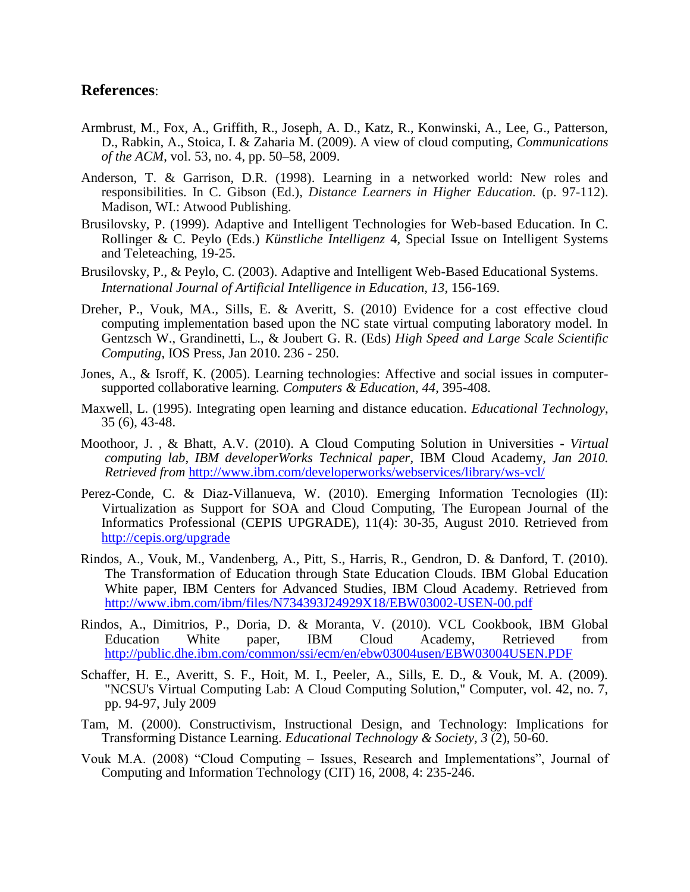**References**:

Armbrust, M., Fox, A., Griffith, R., Joseph, A. D., Katz, R., Konwinski, A., Lee, G., Patterson, D., Rabkin, A., Stoica, I. & Zaharia M. (2009). A view of cloud computing, *Communications of the ACM*, vol. 53, no. 4, pp. 50–58, 2009.

Anderson, T. & Garrison, D.R. (1998). Learning in a networked world: New roles and responsibilities. In C. Gibson (Ed.), *Distance Learners in Higher Education.* (p. 97-112). Madison, WI.: Atwood Publishing.

Brusilovsky, P. (1999). Adaptive and Intelligent Technologies for Web-based Education. In C. Rollinger & C. Peylo (Eds.) *Künstliche Intelligenz* 4, Special Issue on Intelligent Systems and Teleteaching, 19-25.

Brusilovsky, P., & Peylo, C. (2003). Adaptive and Intelligent Web-Based Educational Systems. *International Journal of Artificial Intelligence in Education, 13*, 156-169.

Dreher, P., Vouk, MA., Sills, E. & Averitt, S. (2010) Evidence for a cost effective cloud computing implementation based upon the NC state virtual computing laboratory model. In Gentzsch W., Grandinetti, L., & Joubert G. R. (Eds) *High Speed and Large Scale Scientific Computing*, IOS Press, Jan 2010. 236 - 250.

Jones, A., & Isroff, K. (2005). Learning technologies: Affective and social issues in computer-supported collaborative learning. *Computers & Education, 44*, 395-408.

Maxwell, L. (1995). Integrating open learning and distance education. *Educational Technology,* 35 (6), 43-48.

Moothoor, J. , & Bhatt, A.V. (2010). A Cloud Computing Solution in Universities - *Virtual computing lab, IBM developerWorks Technical paper*, IBM Cloud Academy, *Jan 2010. Retrieved from* http://www.ibm.com/developerworks/webservices/library/ws-vcl/

Perez-Conde, C. & Diaz-Villanueva, W. (2010). Emerging Information Tecnologies (II): Virtualization as Support for SOA and Cloud Computing, The European Journal of the Informatics Professional (CEPIS UPGRADE), 11(4): 30-35, August 2010. Retrieved from http://cepis.org/upgrade

Rindos, A., Vouk, M., Vandenberg, A., Pitt, S., Harris, R., Gendron, D. & Danford, T. (2010). The Transformation of Education through State Education Clouds. IBM Global Education White paper, IBM Centers for Advanced Studies, IBM Cloud Academy. Retrieved from http://www.ibm.com/ibm/files/N734393J24929X18/EBW03002-USEN-00.pdf

Rindos, A., Dimitrios, P., Doria, D. & Moranta, V. (2010). VCL Cookbook, IBM Global Education White paper, IBM Cloud Academy, Retrieved from http://public.dhe.ibm.com/common/ssi/ecm/en/ebw03004usen/EBW03004USEN.PDF

Schaffer, H. E., Averitt, S. F., Hoit, M. I., Peeler, A., Sills, E. D., & Vouk, M. A. (2009). "NCSU's Virtual Computing Lab: A Cloud Computing Solution," Computer, vol. 42, no. 7, pp. 94-97, July 2009

Tam, M. (2000). Constructivism, Instructional Design, and Technology: Implications for Transforming Distance Learning. *Educational Technology & Society, 3* (2), 50-60.

Vouk M.A. (2008) "Cloud Computing – Issues, Research and Implementations", Journal of Computing and Information Technology (CIT) 16, 2008, 4: 235-246.